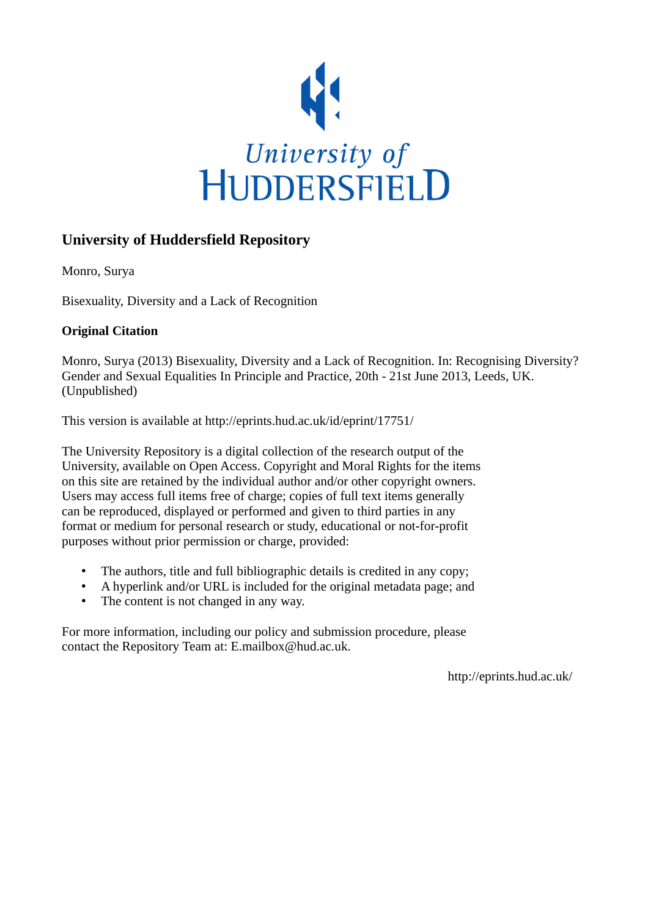University of Huddersfield

## University of Huddersfield Repository

Monro, Surya

Bisexuality, Diversity and a Lack of Recognition

### Original Citation

Monro, Surya (2013) Bisexuality, Diversity and a Lack of Recognition. In: Recognising Diversity? Gender and Sexual Equalities In Principle and Practice, 20th - 21st June 2013, Leeds, UK. (Unpublished)

This version is available at http://eprints.hud.ac.uk/id/eprint/17751/

The University Repository is a digital collection of the research output of the University, available on Open Access. Copyright and Moral Rights for the items on this site are retained by the individual author and/or other copyright owners. Users may access full items free of charge; copies of full text items generally can be reproduced, displayed or performed and given to third parties in any format or medium for personal research or study, educational or not-for-profit purposes without prior permission or charge, provided:

- The authors, title and full bibliographic details is credited in any copy;
- A hyperlink and/or URL is included for the original metadata page; and
- The content is not changed in any way.

For more information, including our policy and submission procedure, please contact the Repository Team at: E.mailbox@hud.ac.uk.

http://eprints.hud.ac.uk/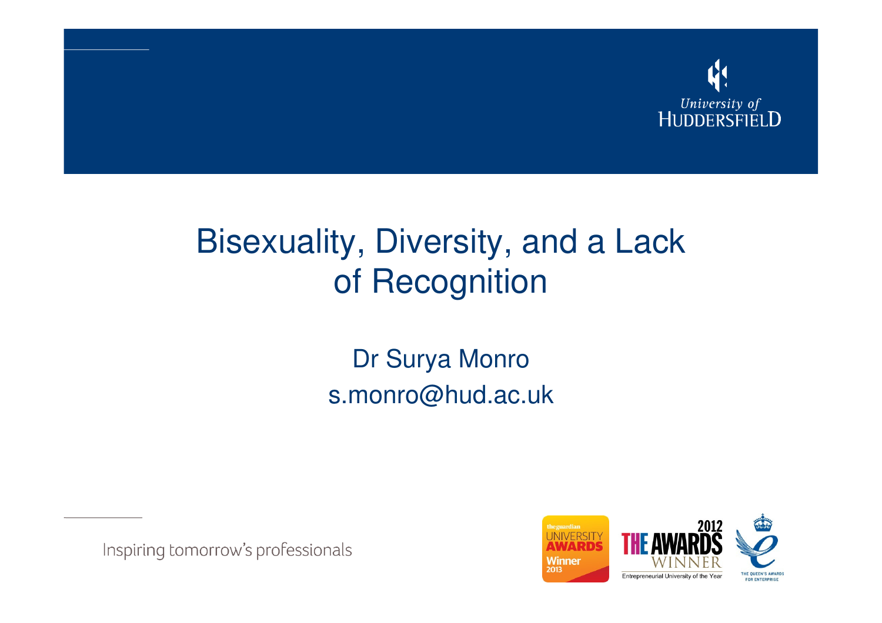# Bisexuality, Diversity, and a Lack of Recognition

Dr Surya Monro

s.monro@hud.ac.uk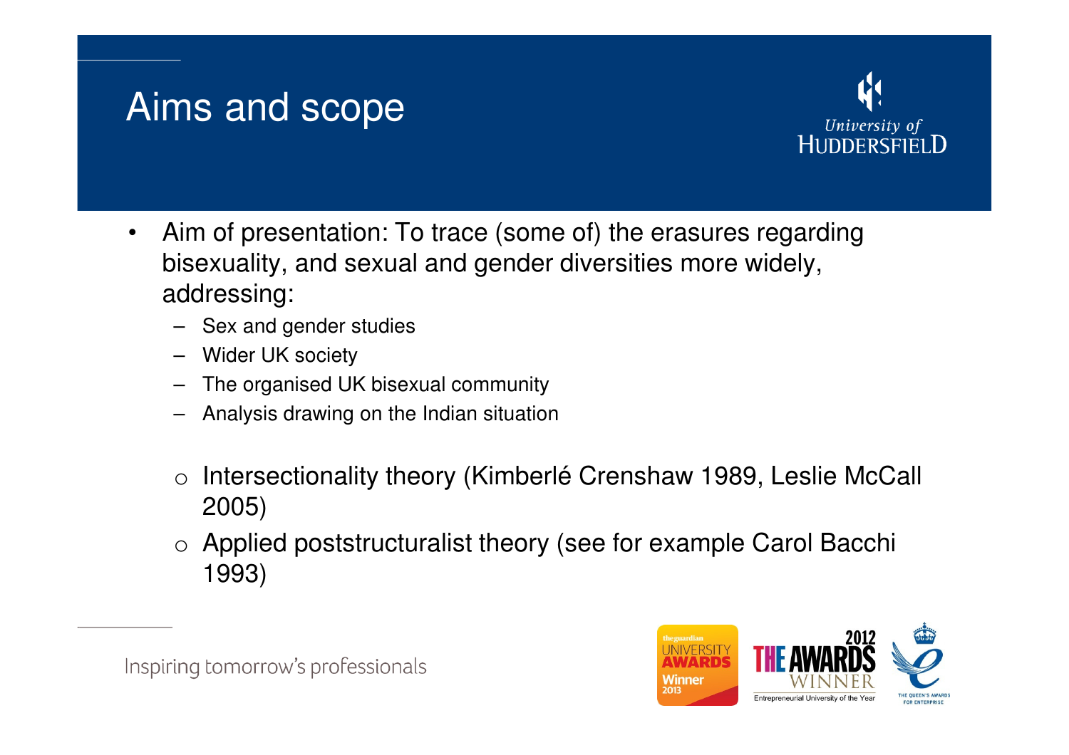# Aims and scope

- Aim of presentation: To trace (some of) the erasures regarding bisexuality, and sexual and gender diversities more widely, addressing:
  - Sex and gender studies
  - Wider UK society
  - The organised UK bisexual community
  - Analysis drawing on the Indian situation

  - Intersectionality theory (Kimberlé Crenshaw 1989, Leslie McCall 2005)
  - Applied poststructuralist theory (see for example Carol Bacchi 1993)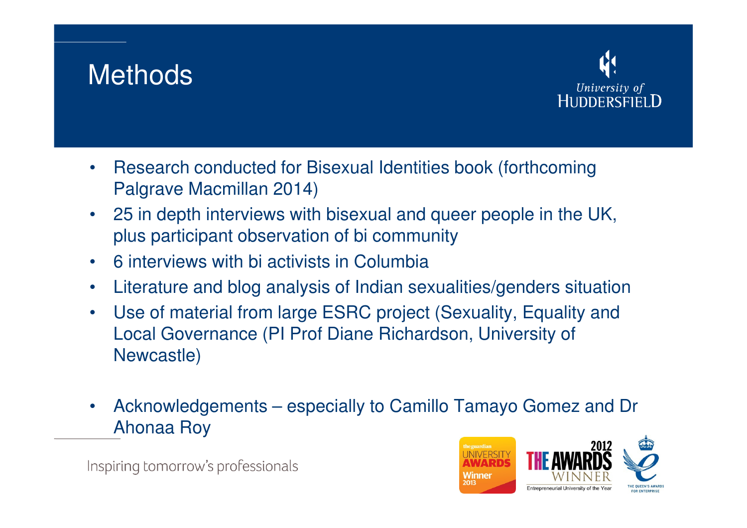# Methods

- Research conducted for Bisexual Identities book (forthcoming Palgrave Macmillan 2014)
- 25 in depth interviews with bisexual and queer people in the UK, plus participant observation of bi community
- 6 interviews with bi activists in Columbia
- Literature and blog analysis of Indian sexualities/genders situation
- Use of material from large ESRC project (Sexuality, Equality and Local Governance (PI Prof Diane Richardson, University of Newcastle)

- Acknowledgements – especially to Camillo Tamayo Gomez and Dr Ahonaa Roy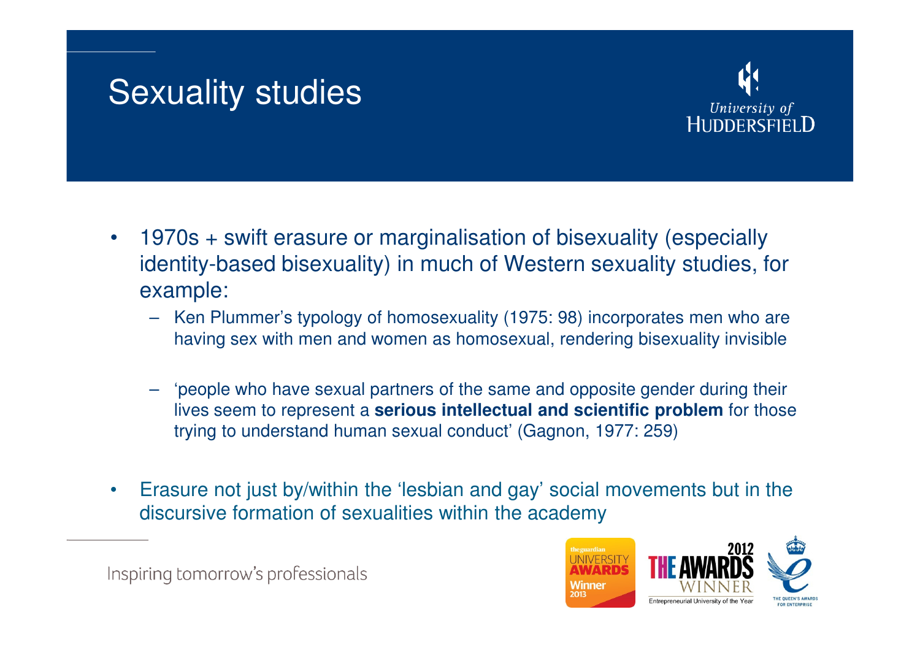# Sexuality studies

- 1970s + swift erasure or marginalisation of bisexuality (especially identity-based bisexuality) in much of Western sexuality studies, for example:
  - Ken Plummer's typology of homosexuality (1975: 98) incorporates men who are having sex with men and women as homosexual, rendering bisexuality invisible
  - 'people who have sexual partners of the same and opposite gender during their lives seem to represent a **serious intellectual and scientific problem** for those trying to understand human sexual conduct' (Gagnon, 1977: 259)
- Erasure not just by/within the 'lesbian and gay' social movements but in the discursive formation of sexualities within the academy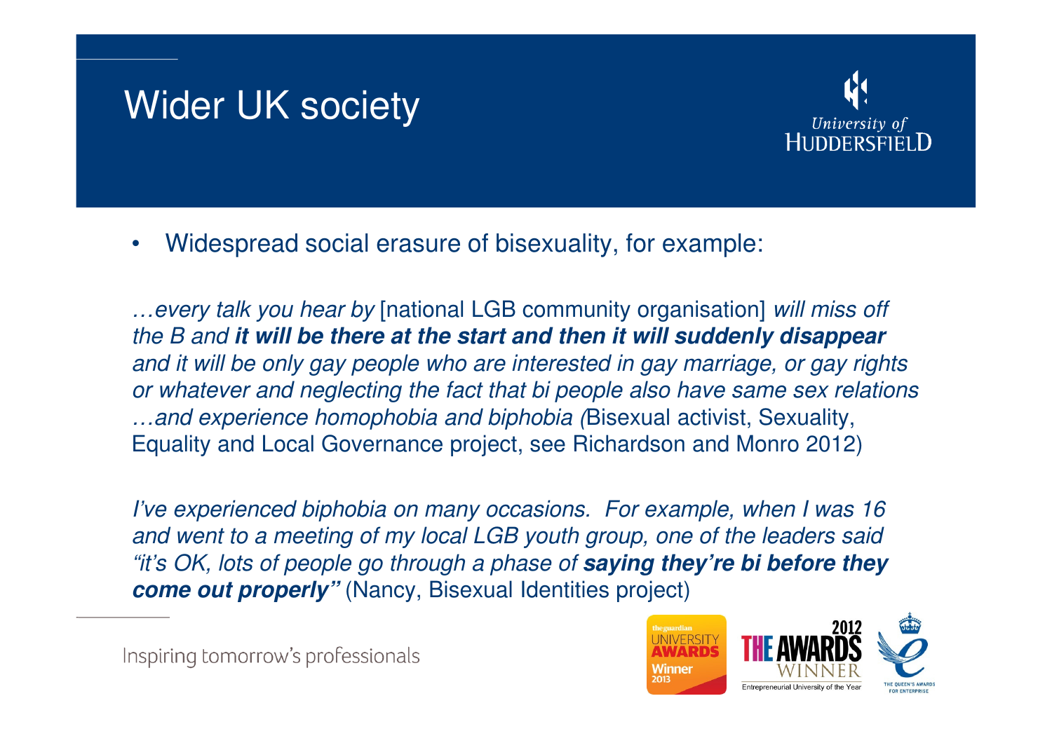# Wider UK society

- Widespread social erasure of bisexuality, for example:

*…every talk you hear by* [national LGB community organisation] *will miss off the B and* ***it will be there at the start and then it will suddenly disappear*** *and it will be only gay people who are interested in gay marriage, or gay rights or whatever and neglecting the fact that bi people also have same sex relations …and experience homophobia and biphobia (*Bisexual activist, Sexuality, Equality and Local Governance project, see Richardson and Monro 2012)

*I've experienced biphobia on many occasions. For example, when I was 16 and went to a meeting of my local LGB youth group, one of the leaders said "it's OK, lots of people go through a phase of* ***saying they're bi before they come out properly"*** (Nancy, Bisexual Identities project)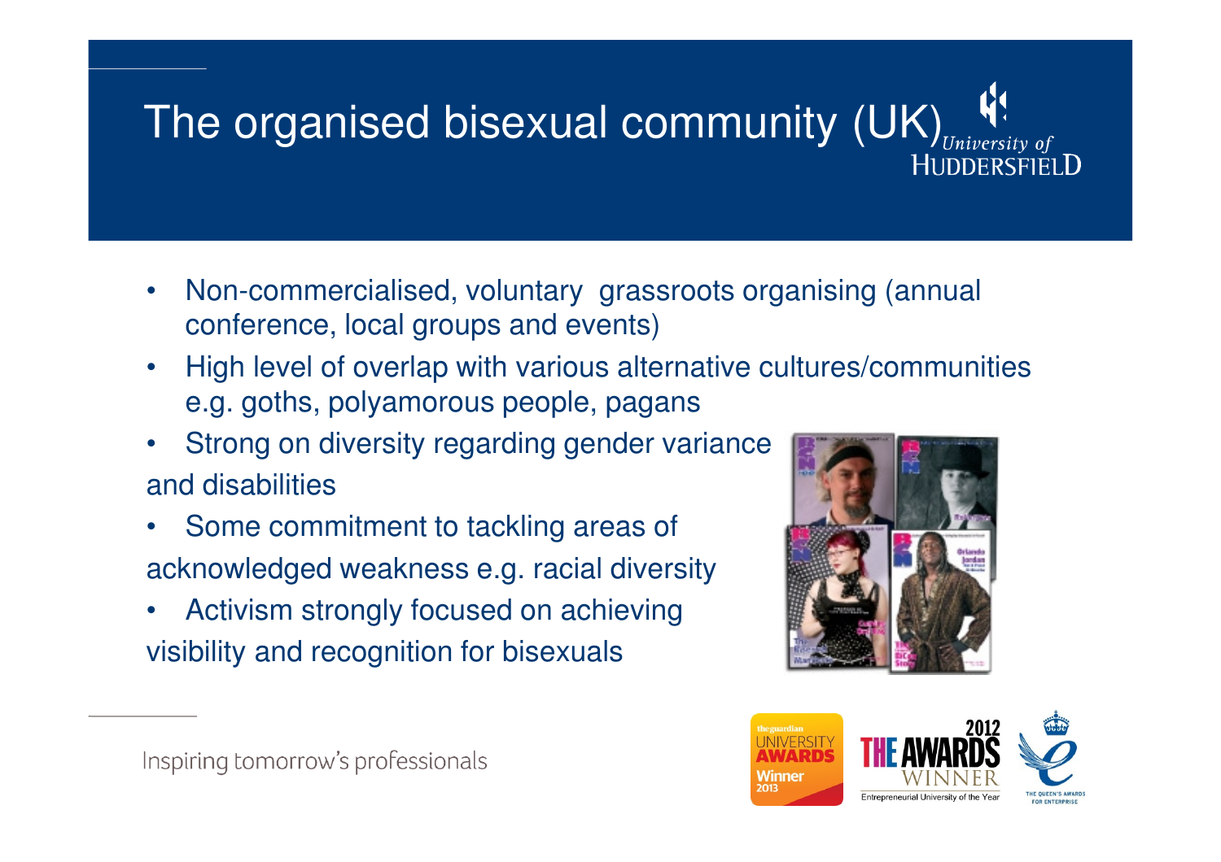# The organised bisexual community (UK)

- Non-commercialised, voluntary grassroots organising (annual conference, local groups and events)
- High level of overlap with various alternative cultures/communities e.g. goths, polyamorous people, pagans
- Strong on diversity regarding gender variance and disabilities
- Some commitment to tackling areas of acknowledged weakness e.g. racial diversity
- Activism strongly focused on achieving visibility and recognition for bisexuals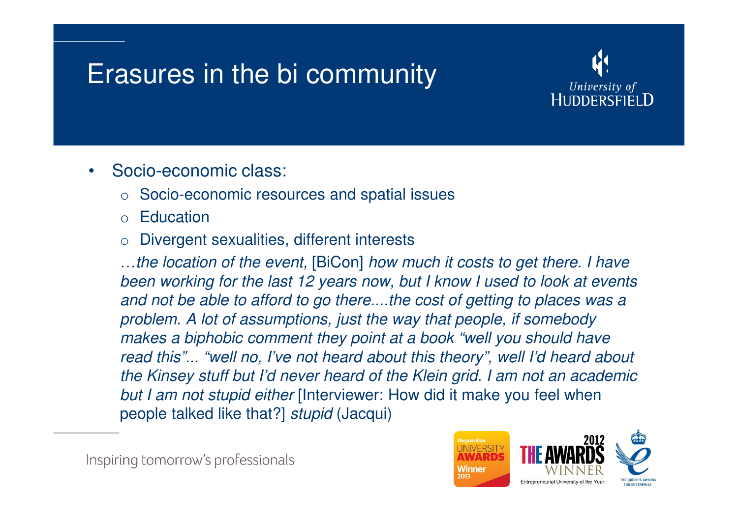# Erasures in the bi community

- Socio-economic class:
  - Socio-economic resources and spatial issues
  - Education
  - Divergent sexualities, different interests

*…the location of the event,* [BiCon] *how much it costs to get there. I have been working for the last 12 years now, but I know I used to look at events and not be able to afford to go there....the cost of getting to places was a problem. A lot of assumptions, just the way that people, if somebody makes a biphobic comment they point at a book "well you should have read this"... "well no, I've not heard about this theory", well I'd heard about the Kinsey stuff but I'd never heard of the Klein grid. I am not an academic but I am not stupid either* [Interviewer: How did it make you feel when people talked like that?] *stupid* (Jacqui)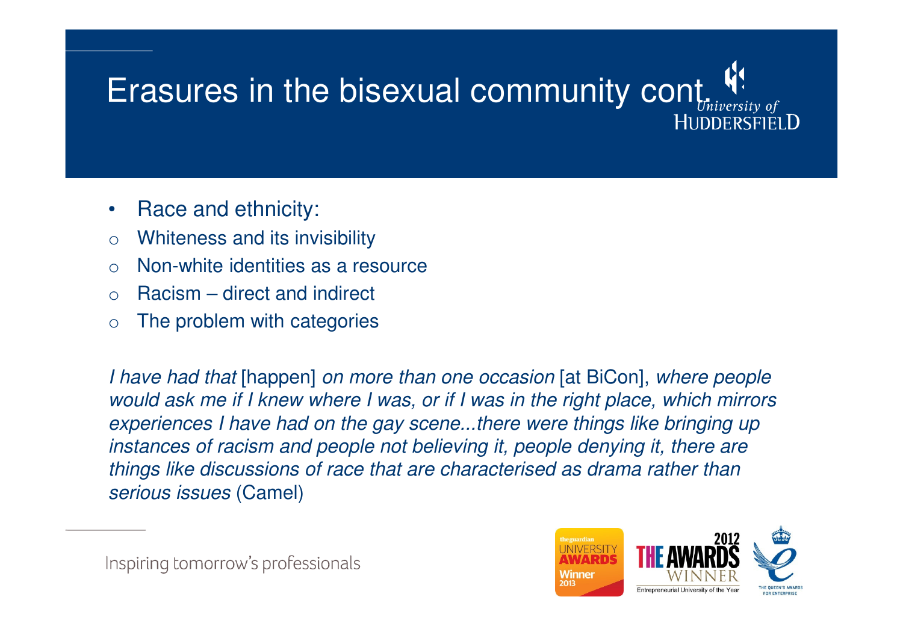# Erasures in the bisexual community cont.

- Race and ethnicity:
  - Whiteness and its invisibility
  - Non-white identities as a resource
  - Racism – direct and indirect
  - The problem with categories

*I have had that* [happen] *on more than one occasion* [at BiCon], *where people would ask me if I knew where I was, or if I was in the right place, which mirrors experiences I have had on the gay scene...there were things like bringing up instances of racism and people not believing it, people denying it, there are things like discussions of race that are characterised as drama rather than serious issues* (Camel)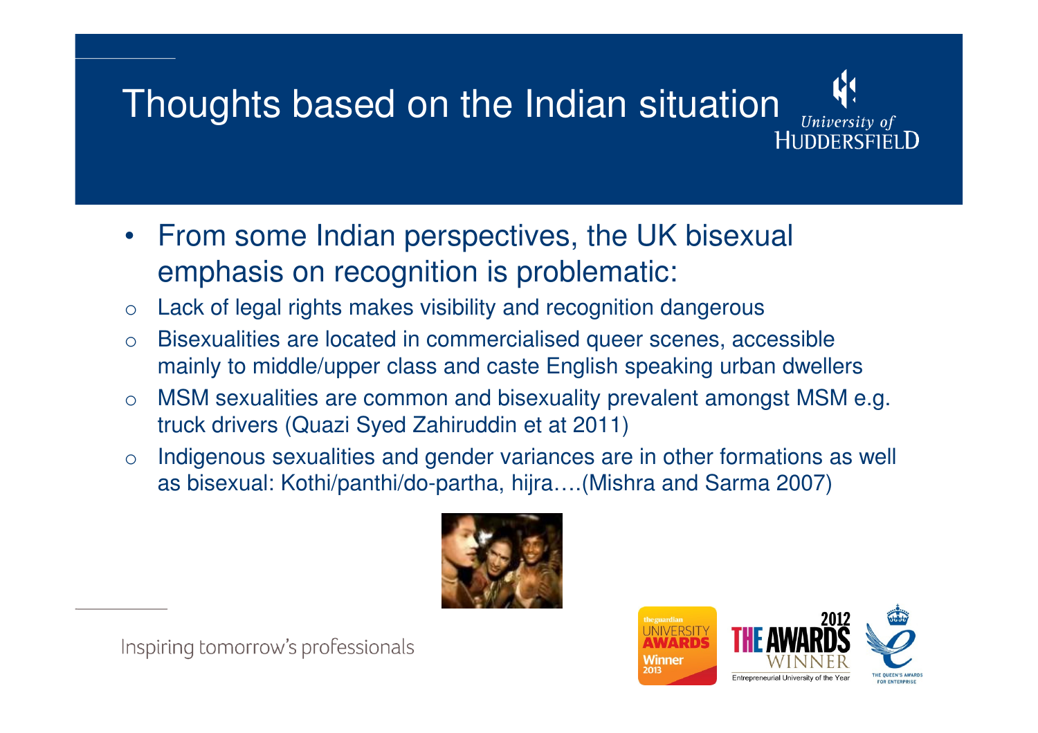# Thoughts based on the Indian situation

- From some Indian perspectives, the UK bisexual emphasis on recognition is problematic:
  - Lack of legal rights makes visibility and recognition dangerous
  - Bisexualities are located in commercialised queer scenes, accessible mainly to middle/upper class and caste English speaking urban dwellers
  - MSM sexualities are common and bisexuality prevalent amongst MSM e.g. truck drivers (Quazi Syed Zahiruddin et at 2011)
  - Indigenous sexualities and gender variances are in other formations as well as bisexual: Kothi/panthi/do-partha, hijra….(Mishra and Sarma 2007)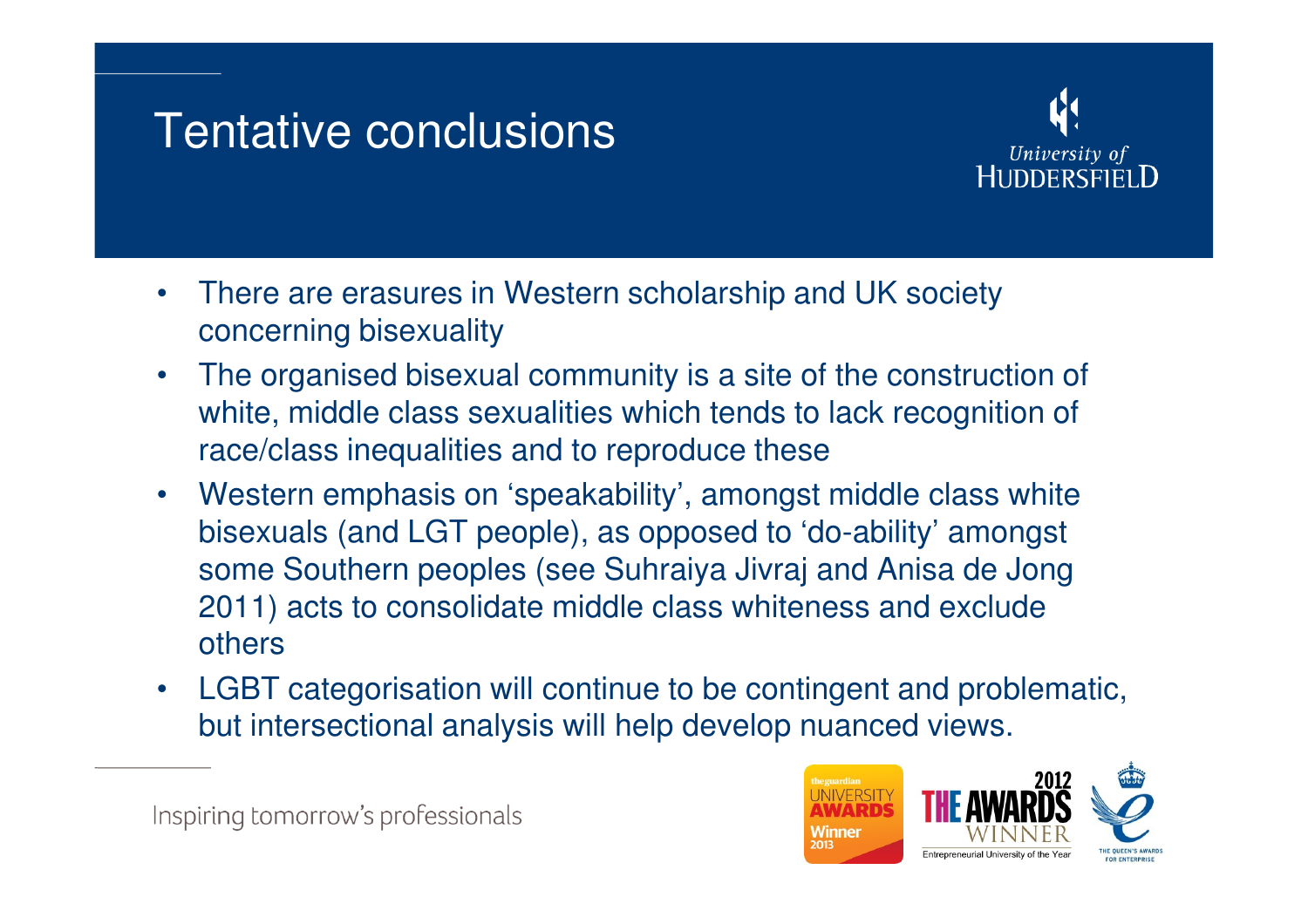# Tentative conclusions

- There are erasures in Western scholarship and UK society concerning bisexuality
- The organised bisexual community is a site of the construction of white, middle class sexualities which tends to lack recognition of race/class inequalities and to reproduce these
- Western emphasis on 'speakability', amongst middle class white bisexuals (and LGT people), as opposed to 'do-ability' amongst some Southern peoples (see Suhraiya Jivraj and Anisa de Jong 2011) acts to consolidate middle class whiteness and exclude others
- LGBT categorisation will continue to be contingent and problematic, but intersectional analysis will help develop nuanced views.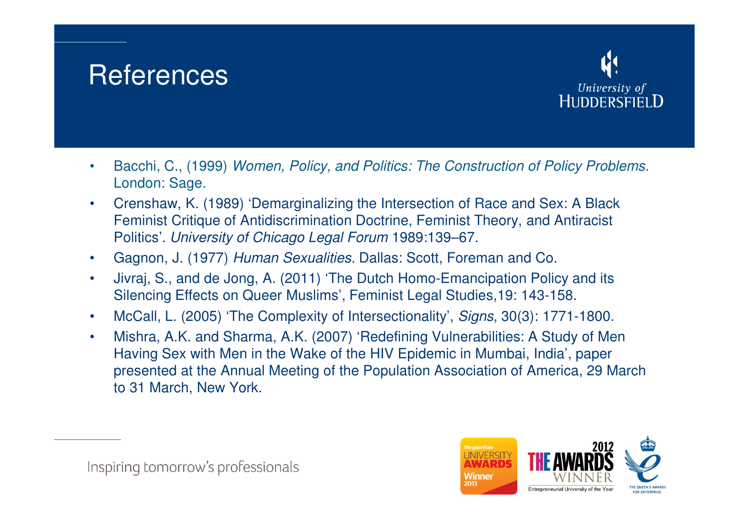# References

- Bacchi, C., (1999) *Women, Policy, and Politics: The Construction of Policy Problems.* London: Sage.
- Crenshaw, K. (1989) 'Demarginalizing the Intersection of Race and Sex: A Black Feminist Critique of Antidiscrimination Doctrine, Feminist Theory, and Antiracist Politics'. *University of Chicago Legal Forum* 1989:139–67.
- Gagnon, J. (1977) *Human Sexualities.* Dallas: Scott, Foreman and Co.
- Jivraj, S., and de Jong, A. (2011) 'The Dutch Homo-Emancipation Policy and its Silencing Effects on Queer Muslims', Feminist Legal Studies,19: 143-158.
- McCall, L. (2005) 'The Complexity of Intersectionality', *Signs*, 30(3): 1771-1800.
- Mishra, A.K. and Sharma, A.K. (2007) 'Redefining Vulnerabilities: A Study of Men Having Sex with Men in the Wake of the HIV Epidemic in Mumbai, India', paper presented at the Annual Meeting of the Population Association of America, 29 March to 31 March, New York.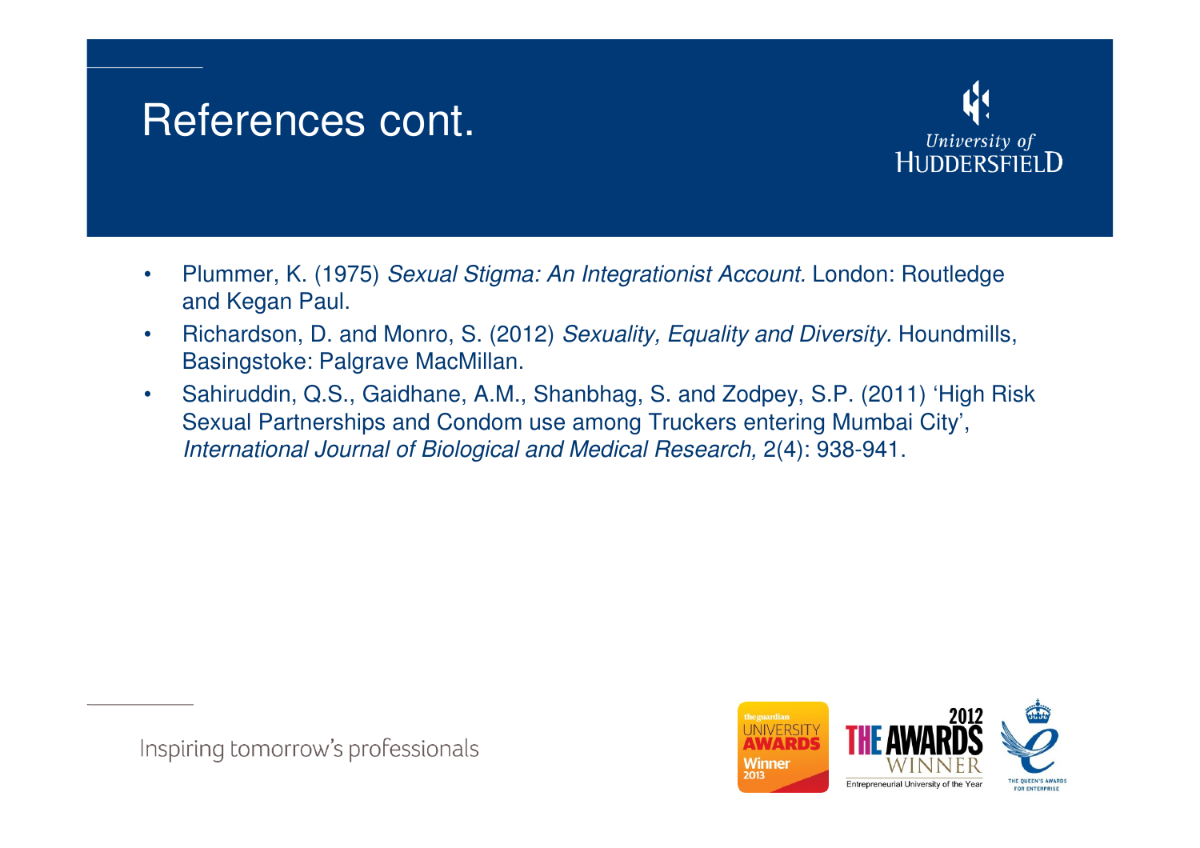# References cont.

- Plummer, K. (1975) *Sexual Stigma: An Integrationist Account.* London: Routledge and Kegan Paul.
- Richardson, D. and Monro, S. (2012) *Sexuality, Equality and Diversity.* Houndmills, Basingstoke: Palgrave MacMillan.
- Sahiruddin, Q.S., Gaidhane, A.M., Shanbhag, S. and Zodpey, S.P. (2011) 'High Risk Sexual Partnerships and Condom use among Truckers entering Mumbai City', *International Journal of Biological and Medical Research,* 2(4): 938-941.